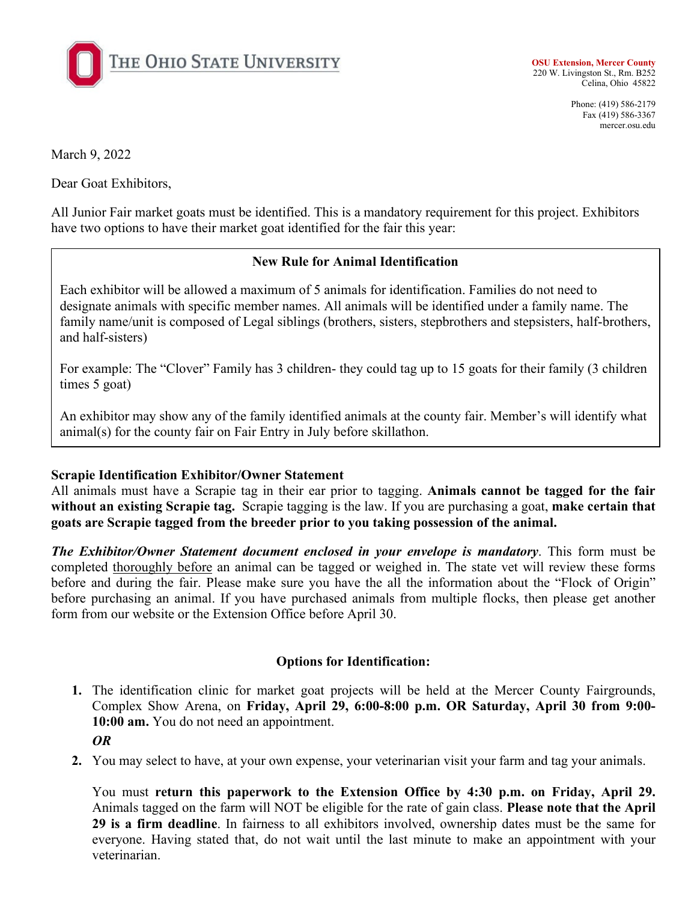THE OHIO STATE UNIVERSITY

**OSU Extension, Mercer County**
220 W. Livingston St., Rm. B252
Celina, Ohio 45822

Phone: (419) 586-2179
Fax (419) 586-3367
mercer.osu.edu

March 9, 2022

Dear Goat Exhibitors,

All Junior Fair market goats must be identified. This is a mandatory requirement for this project. Exhibitors have two options to have their market goat identified for the fair this year:

**New Rule for Animal Identification**

Each exhibitor will be allowed a maximum of 5 animals for identification. Families do not need to designate animals with specific member names. All animals will be identified under a family name. The family name/unit is composed of Legal siblings (brothers, sisters, stepbrothers and stepsisters, half-brothers, and half-sisters)

For example: The "Clover" Family has 3 children- they could tag up to 15 goats for their family (3 children times 5 goat)

An exhibitor may show any of the family identified animals at the county fair. Member's will identify what animal(s) for the county fair on Fair Entry in July before skillathon.

**Scrapie Identification Exhibitor/Owner Statement**

All animals must have a Scrapie tag in their ear prior to tagging. **Animals cannot be tagged for the fair without an existing Scrapie tag.** Scrapie tagging is the law. If you are purchasing a goat, **make certain that goats are Scrapie tagged from the breeder prior to you taking possession of the animal.**

***The Exhibitor/Owner Statement document enclosed in your envelope is mandatory***. This form must be completed thoroughly before an animal can be tagged or weighed in. The state vet will review these forms before and during the fair. Please make sure you have the all the information about the "Flock of Origin" before purchasing an animal. If you have purchased animals from multiple flocks, then please get another form from our website or the Extension Office before April 30.

**Options for Identification:**

1. The identification clinic for market goat projects will be held at the Mercer County Fairgrounds, Complex Show Arena, on **Friday, April 29, 6:00-8:00 p.m. OR Saturday, April 30 from 9:00-10:00 am.** You do not need an appointment.

   ***OR***

2. You may select to have, at your own expense, your veterinarian visit your farm and tag your animals.

   You must **return this paperwork to the Extension Office by 4:30 p.m. on Friday, April 29.** Animals tagged on the farm will NOT be eligible for the rate of gain class. **Please note that the April 29 is a firm deadline**. In fairness to all exhibitors involved, ownership dates must be the same for everyone. Having stated that, do not wait until the last minute to make an appointment with your veterinarian.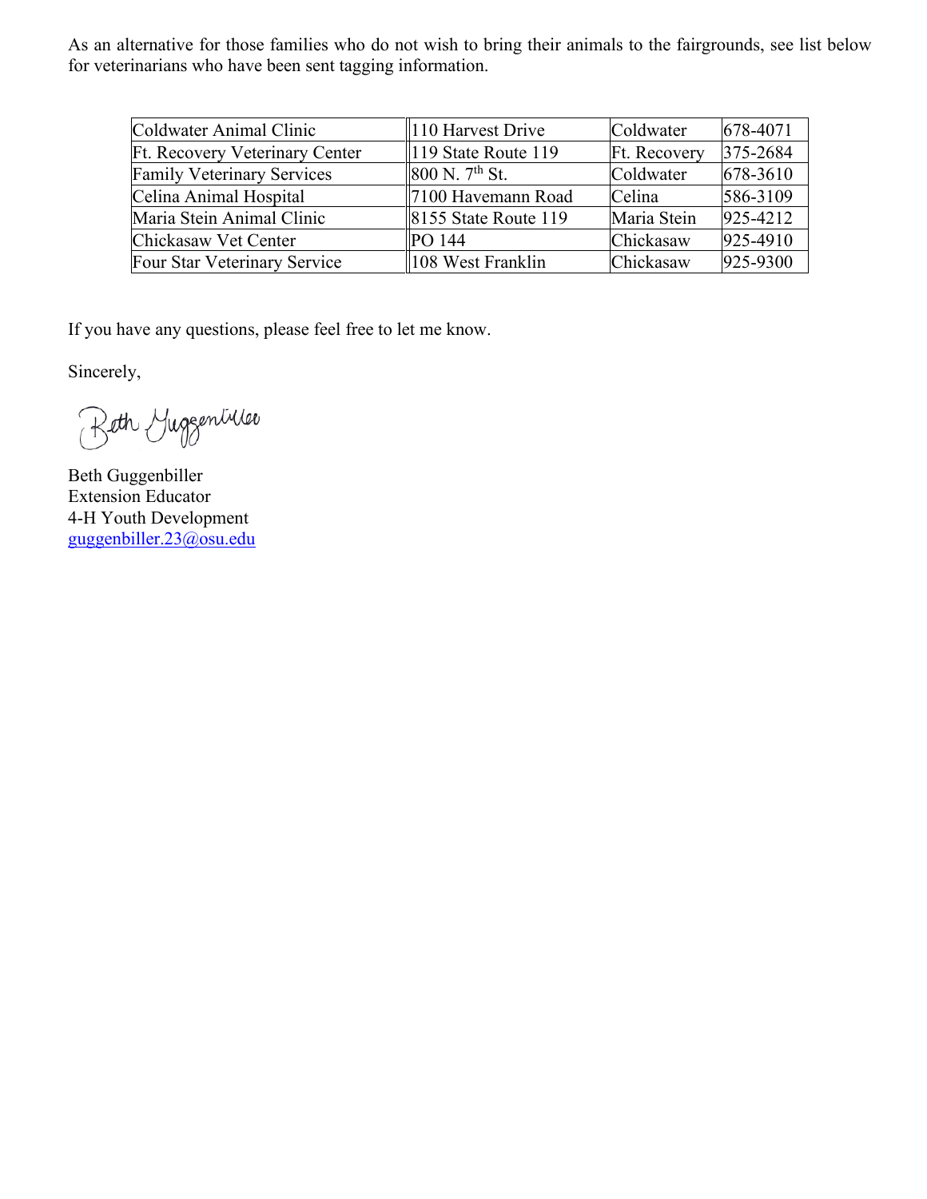As an alternative for those families who do not wish to bring their animals to the fairgrounds, see list below for veterinarians who have been sent tagging information.

| | | | |
|---|---|---|---|
| Coldwater Animal Clinic | 110 Harvest Drive | Coldwater | 678-4071 |
| Ft. Recovery Veterinary Center | 119 State Route 119 | Ft. Recovery | 375-2684 |
| Family Veterinary Services | 800 N. 7th St. | Coldwater | 678-3610 |
| Celina Animal Hospital | 7100 Havemann Road | Celina | 586-3109 |
| Maria Stein Animal Clinic | 8155 State Route 119 | Maria Stein | 925-4212 |
| Chickasaw Vet Center | PO 144 | Chickasaw | 925-4910 |
| Four Star Veterinary Service | 108 West Franklin | Chickasaw | 925-9300 |

If you have any questions, please feel free to let me know.

Sincerely,

Beth Guggenbiller

Beth Guggenbiller
Extension Educator
4-H Youth Development
guggenbiller.23@osu.edu